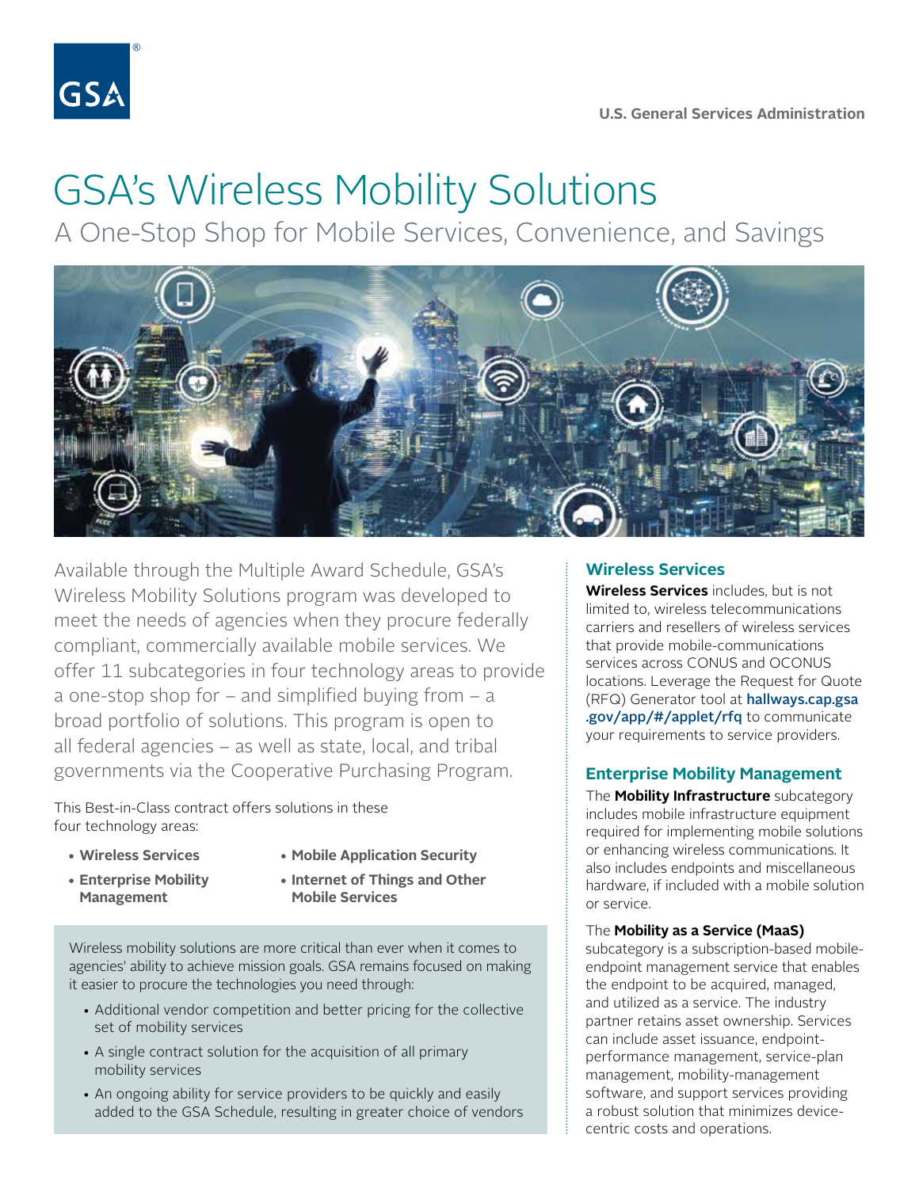U.S. General Services Administration

# GSA's Wireless Mobility Solutions

## A One-Stop Shop for Mobile Services, Convenience, and Savings

Available through the Multiple Award Schedule, GSA's Wireless Mobility Solutions program was developed to meet the needs of agencies when they procure federally compliant, commercially available mobile services. We offer 11 subcategories in four technology areas to provide a one-stop shop for – and simplified buying from – a broad portfolio of solutions. This program is open to all federal agencies – as well as state, local, and tribal governments via the Cooperative Purchasing Program.

This Best-in-Class contract offers solutions in these four technology areas:

- **Wireless Services**
- **Enterprise Mobility Management**
- **Mobile Application Security**
- **Internet of Things and Other Mobile Services**

Wireless mobility solutions are more critical than ever when it comes to agencies' ability to achieve mission goals. GSA remains focused on making it easier to procure the technologies you need through:

- Additional vendor competition and better pricing for the collective set of mobility services
- A single contract solution for the acquisition of all primary mobility services
- An ongoing ability for service providers to be quickly and easily added to the GSA Schedule, resulting in greater choice of vendors

### Wireless Services

**Wireless Services** includes, but is not limited to, wireless telecommunications carriers and resellers of wireless services that provide mobile-communications services across CONUS and OCONUS locations. Leverage the Request for Quote (RFQ) Generator tool at **hallways.cap.gsa.gov/app/#/applet/rfq** to communicate your requirements to service providers.

### Enterprise Mobility Management

The **Mobility Infrastructure** subcategory includes mobile infrastructure equipment required for implementing mobile solutions or enhancing wireless communications. It also includes endpoints and miscellaneous hardware, if included with a mobile solution or service.

The **Mobility as a Service (MaaS)** subcategory is a subscription-based mobile-endpoint management service that enables the endpoint to be acquired, managed, and utilized as a service. The industry partner retains asset ownership. Services can include asset issuance, endpoint-performance management, service-plan management, mobility-management software, and support services providing a robust solution that minimizes device-centric costs and operations.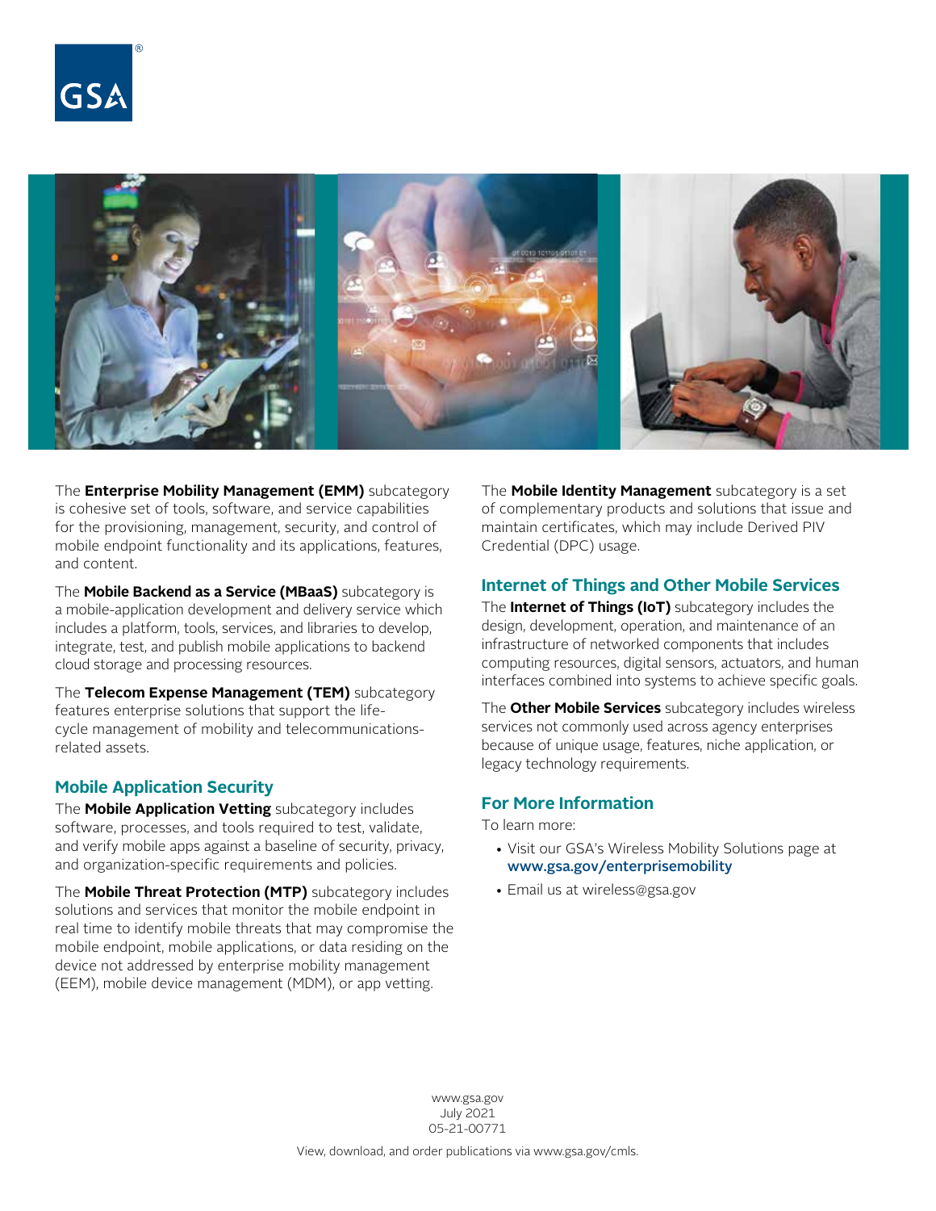The **Enterprise Mobility Management (EMM)** subcategory is cohesive set of tools, software, and service capabilities for the provisioning, management, security, and control of mobile endpoint functionality and its applications, features, and content.

The **Mobile Backend as a Service (MBaaS)** subcategory is a mobile-application development and delivery service which includes a platform, tools, services, and libraries to develop, integrate, test, and publish mobile applications to backend cloud storage and processing resources.

The **Telecom Expense Management (TEM)** subcategory features enterprise solutions that support the life-cycle management of mobility and telecommunications-related assets.

## Mobile Application Security

The **Mobile Application Vetting** subcategory includes software, processes, and tools required to test, validate, and verify mobile apps against a baseline of security, privacy, and organization-specific requirements and policies.

The **Mobile Threat Protection (MTP)** subcategory includes solutions and services that monitor the mobile endpoint in real time to identify mobile threats that may compromise the mobile endpoint, mobile applications, or data residing on the device not addressed by enterprise mobility management (EEM), mobile device management (MDM), or app vetting.

The **Mobile Identity Management** subcategory is a set of complementary products and solutions that issue and maintain certificates, which may include Derived PIV Credential (DPC) usage.

## Internet of Things and Other Mobile Services

The **Internet of Things (IoT)** subcategory includes the design, development, operation, and maintenance of an infrastructure of networked components that includes computing resources, digital sensors, actuators, and human interfaces combined into systems to achieve specific goals.

The **Other Mobile Services** subcategory includes wireless services not commonly used across agency enterprises because of unique usage, features, niche application, or legacy technology requirements.

## For More Information

To learn more:

- Visit our GSA's Wireless Mobility Solutions page at **www.gsa.gov/enterprisemobility**
- Email us at wireless@gsa.gov

www.gsa.gov
July 2021
05-21-00771

View, download, and order publications via www.gsa.gov/cmls.